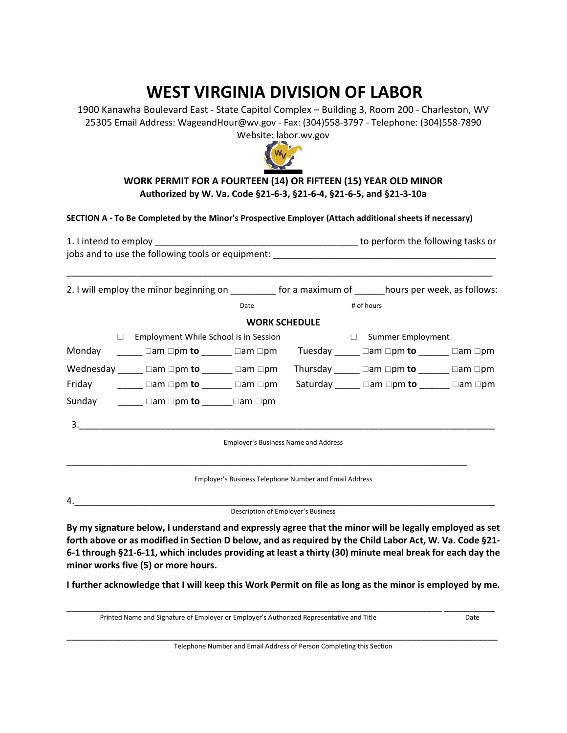# WEST VIRGINIA DIVISION OF LABOR

1900 Kanawha Boulevard East - State Capitol Complex – Building 3, Room 200 - Charleston, WV 25305 Email Address: WageandHour@wv.gov - Fax: (304)558-3797 - Telephone: (304)558-7890
Website: labor.wv.gov

### WORK PERMIT FOR A FOURTEEN (14) OR FIFTEEN (15) YEAR OLD MINOR
**Authorized by W. Va. Code §21-6-3, §21-6-4, §21-6-5, and §21-3-10a**

**SECTION A - To Be Completed by the Minor's Prospective Employer (Attach additional sheets if necessary)**

1. I intend to employ ________________________________________ to perform the following tasks or jobs and to use the following tools or equipment: ____________________________________________

_________________________________________________________________________________

2. I will employ the minor beginning on _________ for a maximum of ______hours per week, as follows:

Date                                   # of hours

**WORK SCHEDULE**

☐ Employment While School is in Session     ☐ Summer Employment

| | | | |
|---|---|---|---|
| Monday | _____ ☐am ☐pm **to** ______ ☐am ☐pm | Tuesday | _____ ☐am ☐pm **to** ______ ☐am ☐pm |
| Wednesday | _____ ☐am ☐pm **to** ______ ☐am ☐pm | Thursday | _____ ☐am ☐pm **to** ______ ☐am ☐pm |
| Friday | _____ ☐am ☐pm **to** ______ ☐am ☐pm | Saturday | _____ ☐am ☐pm **to** ______ ☐am ☐pm |
| Sunday | _____ ☐am ☐pm **to** ______ ☐am ☐pm | | |

3. _________________________________________________________________________________

Employer's Business Name and Address

_________________________________________________________________________________

Employer's Business Telephone Number and Email Address

4. _________________________________________________________________________________

Description of Employer's Business

**By my signature below, I understand and expressly agree that the minor will be legally employed as set forth above or as modified in Section D below, and as required by the Child Labor Act, W. Va. Code §21-6-1 through §21-6-11, which includes providing at least a thirty (30) minute meal break for each day the minor works five (5) or more hours.**

**I further acknowledge that I will keep this Work Permit on file as long as the minor is employed by me.**

_________________________________________________________________________ __________

Printed Name and Signature of Employer or Employer's Authorized Representative and Title                Date

_________________________________________________________________________________

Telephone Number and Email Address of Person Completing this Section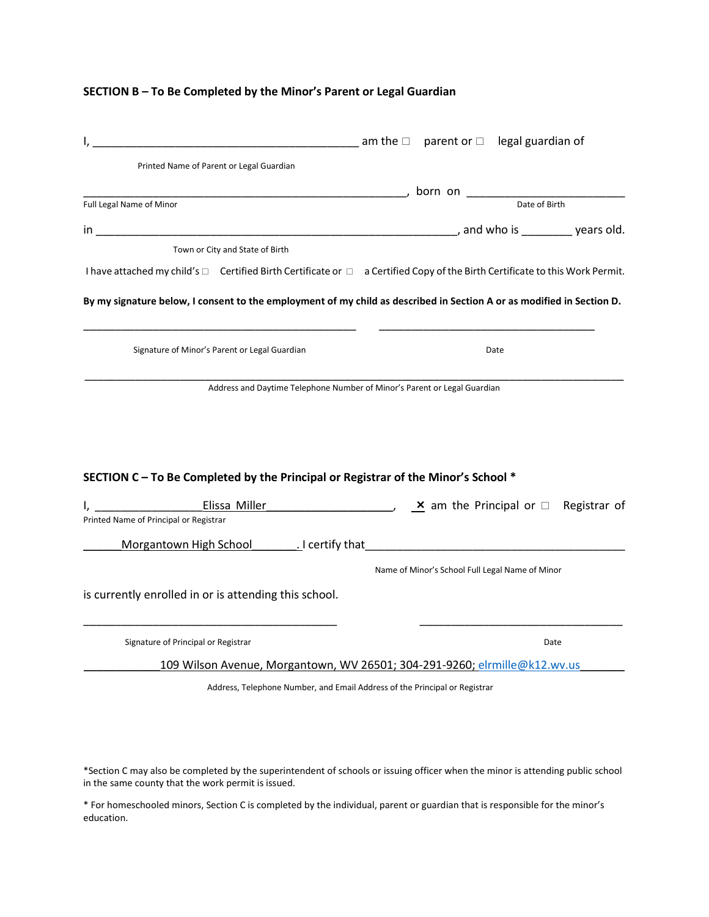**SECTION B – To Be Completed by the Minor's Parent or Legal Guardian**

I, ___________________________________________ am the □ parent or □ legal guardian of

Printed Name of Parent or Legal Guardian

_____________________________________________________, born on __________________________

Full Legal Name of Minor | Date of Birth

in ____________________________________________________________, and who is ________ years old.

Town or City and State of Birth

I have attached my child's □ Certified Birth Certificate or □ a Certified Copy of the Birth Certificate to this Work Permit.

**By my signature below, I consent to the employment of my child as described in Section A or as modified in Section D.**

_____________________________________________ ____________________________________

Signature of Minor's Parent or Legal Guardian | Date

__________________________________________________________________________________________

Address and Daytime Telephone Number of Minor's Parent or Legal Guardian

**SECTION C – To Be Completed by the Principal or Registrar of the Minor's School \***

I, _________________Elissa Miller_____________________, _×_ am the Principal or □ Registrar of

Printed Name of Principal or Registrar

______Morgantown High School_______. I certify that__________________________________________

Name of Minor's School Full Legal Name of Minor

is currently enrolled in or is attending this school.

__________________________________________ __________________________________

Signature of Principal or Registrar | Date

____________109 Wilson Avenue, Morgantown, WV 26501; 304-291-9260; elrmille@k12.wv.us_______

Address, Telephone Number, and Email Address of the Principal or Registrar

\*Section C may also be completed by the superintendent of schools or issuing officer when the minor is attending public school in the same county that the work permit is issued.

\* For homeschooled minors, Section C is completed by the individual, parent or guardian that is responsible for the minor's education.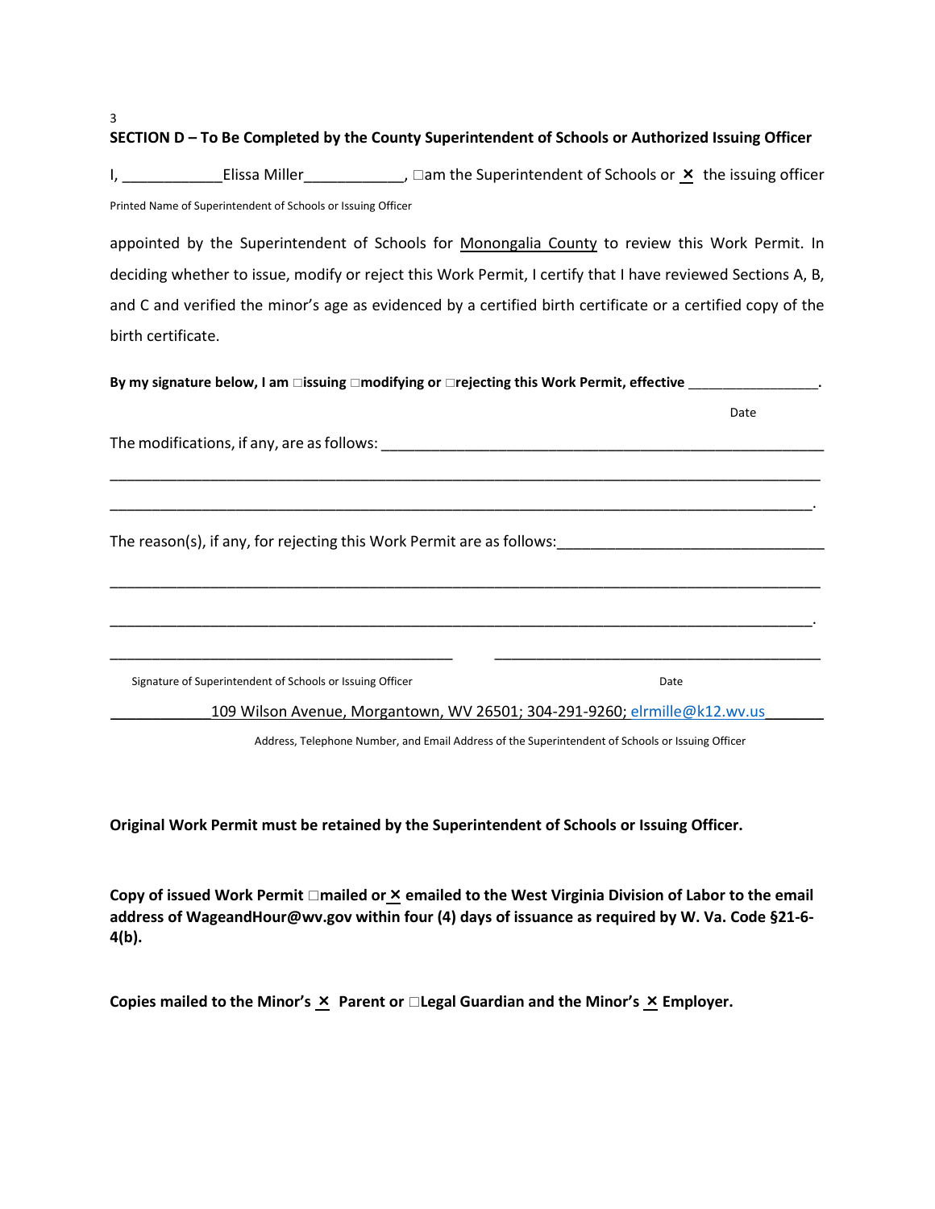## SECTION D – To Be Completed by the County Superintendent of Schools or Authorized Issuing Officer

I, ____________Elissa Miller____________, ☐am the Superintendent of Schools or ☒ the issuing officer

Printed Name of Superintendent of Schools or Issuing Officer

appointed by the Superintendent of Schools for Monongalia County to review this Work Permit. In deciding whether to issue, modify or reject this Work Permit, I certify that I have reviewed Sections A, B, and C and verified the minor's age as evidenced by a certified birth certificate or a certified copy of the birth certificate.

**By my signature below, I am ☐issuing ☐modifying or ☐rejecting this Work Permit, effective _________________.**

Date

The modifications, if any, are as follows: ______________________________________________________

_____________________________________________________________________________________

_____________________________________________________________________________________.

The reason(s), if any, for rejecting this Work Permit are as follows:________________________________

_____________________________________________________________________________________

_____________________________________________________________________________________.

____________________________________________ ____________________________________________

Signature of Superintendent of Schools or Issuing Officer Date

____________109 Wilson Avenue, Morgantown, WV 26501; 304-291-9260; elrmille@k12.wv.us_______

Address, Telephone Number, and Email Address of the Superintendent of Schools or Issuing Officer

**Original Work Permit must be retained by the Superintendent of Schools or Issuing Officer.**

**Copy of issued Work Permit ☐mailed or ☒ emailed to the West Virginia Division of Labor to the email address of WageandHour@wv.gov within four (4) days of issuance as required by W. Va. Code §21-6-4(b).**

**Copies mailed to the Minor's ☒ Parent or ☐Legal Guardian and the Minor's ☒ Employer.**